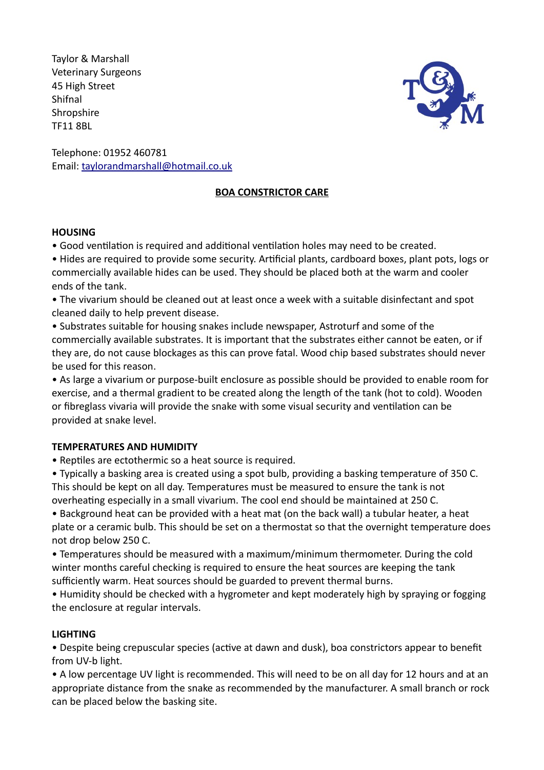Taylor & Marshall
Veterinary Surgeons
45 High Street
Shifnal
Shropshire
TF11 8BL

Telephone: 01952 460781
Email: [taylorandmarshall@hotmail.co.uk](mailto:taylorandmarshall@hotmail.co.uk)

# BOA CONSTRICTOR CARE

## HOUSING

- Good ventilation is required and additional ventilation holes may need to be created.
- Hides are required to provide some security. Artificial plants, cardboard boxes, plant pots, logs or commercially available hides can be used. They should be placed both at the warm and cooler ends of the tank.
- The vivarium should be cleaned out at least once a week with a suitable disinfectant and spot cleaned daily to help prevent disease.
- Substrates suitable for housing snakes include newspaper, Astroturf and some of the commercially available substrates. It is important that the substrates either cannot be eaten, or if they are, do not cause blockages as this can prove fatal. Wood chip based substrates should never be used for this reason.
- As large a vivarium or purpose-built enclosure as possible should be provided to enable room for exercise, and a thermal gradient to be created along the length of the tank (hot to cold). Wooden or fibreglass vivaria will provide the snake with some visual security and ventilation can be provided at snake level.

## TEMPERATURES AND HUMIDITY

- Reptiles are ectothermic so a heat source is required.
- Typically a basking area is created using a spot bulb, providing a basking temperature of 350 C. This should be kept on all day. Temperatures must be measured to ensure the tank is not overheating especially in a small vivarium. The cool end should be maintained at 250 C.
- Background heat can be provided with a heat mat (on the back wall) a tubular heater, a heat plate or a ceramic bulb. This should be set on a thermostat so that the overnight temperature does not drop below 250 C.
- Temperatures should be measured with a maximum/minimum thermometer. During the cold winter months careful checking is required to ensure the heat sources are keeping the tank sufficiently warm. Heat sources should be guarded to prevent thermal burns.
- Humidity should be checked with a hygrometer and kept moderately high by spraying or fogging the enclosure at regular intervals.

## LIGHTING

- Despite being crepuscular species (active at dawn and dusk), boa constrictors appear to benefit from UV-b light.
- A low percentage UV light is recommended. This will need to be on all day for 12 hours and at an appropriate distance from the snake as recommended by the manufacturer. A small branch or rock can be placed below the basking site.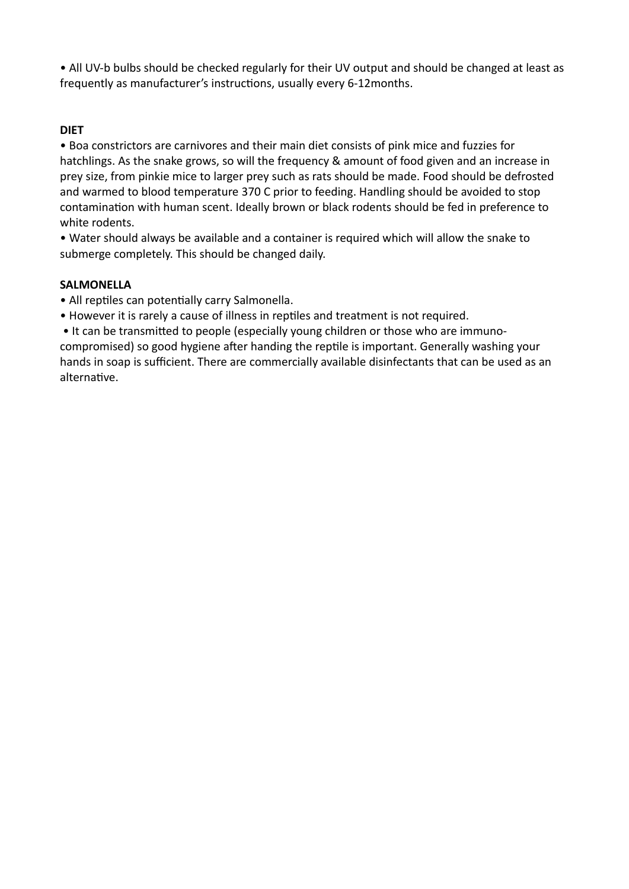• All UV-b bulbs should be checked regularly for their UV output and should be changed at least as frequently as manufacturer's instructions, usually every 6-12months.

**DIET**

• Boa constrictors are carnivores and their main diet consists of pink mice and fuzzies for hatchlings. As the snake grows, so will the frequency & amount of food given and an increase in prey size, from pinkie mice to larger prey such as rats should be made. Food should be defrosted and warmed to blood temperature 370 C prior to feeding. Handling should be avoided to stop contamination with human scent. Ideally brown or black rodents should be fed in preference to white rodents.

• Water should always be available and a container is required which will allow the snake to submerge completely. This should be changed daily.

**SALMONELLA**

• All reptiles can potentially carry Salmonella.

• However it is rarely a cause of illness in reptiles and treatment is not required.

• It can be transmitted to people (especially young children or those who are immuno-compromised) so good hygiene after handing the reptile is important. Generally washing your hands in soap is sufficient. There are commercially available disinfectants that can be used as an alternative.